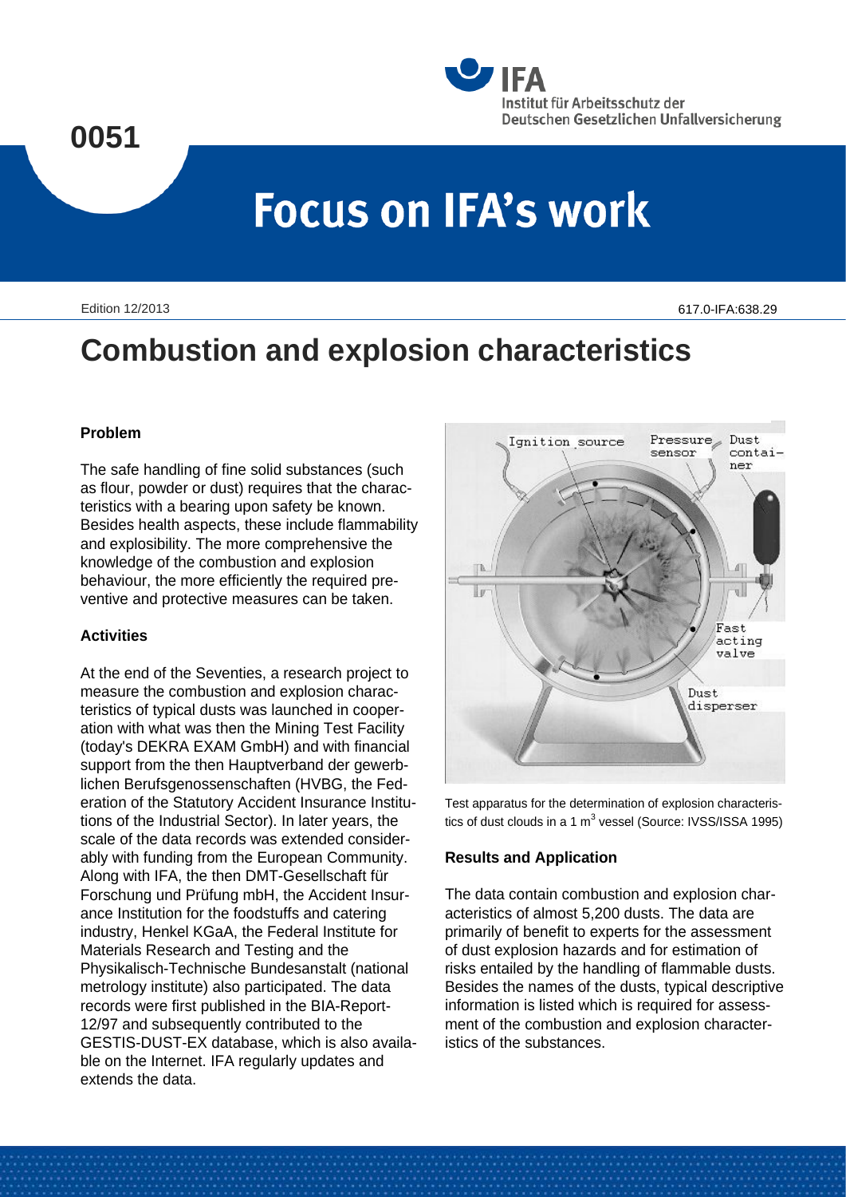0051

Edition 12/2013

617.0-IFA:638.29

# Combustion and explosion characteristics

### Problem

The safe handling of fine solid substances (such as flour, powder or dust) requires that the characteristics with a bearing upon safety be known. Besides health aspects, these include flammability and explosibility. The more comprehensive the knowledge of the combustion and explosion behaviour, the more efficiently the required preventive and protective measures can be taken.

### Activities

At the end of the Seventies, a research project to measure the combustion and explosion characteristics of typical dusts was launched in cooperation with what was then the Mining Test Facility (today's DEKRA EXAM GmbH) and with financial support from the then Hauptverband der gewerblichen Berufsgenossenschaften (HVBG, the Federation of the Statutory Accident Insurance Institutions of the Industrial Sector). In later years, the scale of the data records was extended considerably with funding from the European Community. Along with IFA, the then DMT-Gesellschaft für Forschung und Prüfung mbH, the Accident Insurance Institution for the foodstuffs and catering industry, Henkel KGaA, the Federal Institute for Materials Research and Testing and the Physikalisch-Technische Bundesanstalt (national metrology institute) also participated. The data records were first published in the BIA-Report-12/97 and subsequently contributed to the GESTIS-DUST-EX database, which is also available on the Internet. IFA regularly updates and extends the data.

Test apparatus for the determination of explosion characteristics of dust clouds in a 1 $m^3$ vessel (Source: IVSS/ISSA 1995)

### Results and Application

The data contain combustion and explosion characteristics of almost 5,200 dusts. The data are primarily of benefit to experts for the assessment of dust explosion hazards and for estimation of risks entailed by the handling of flammable dusts. Besides the names of the dusts, typical descriptive information is listed which is required for assessment of the combustion and explosion characteristics of the substances.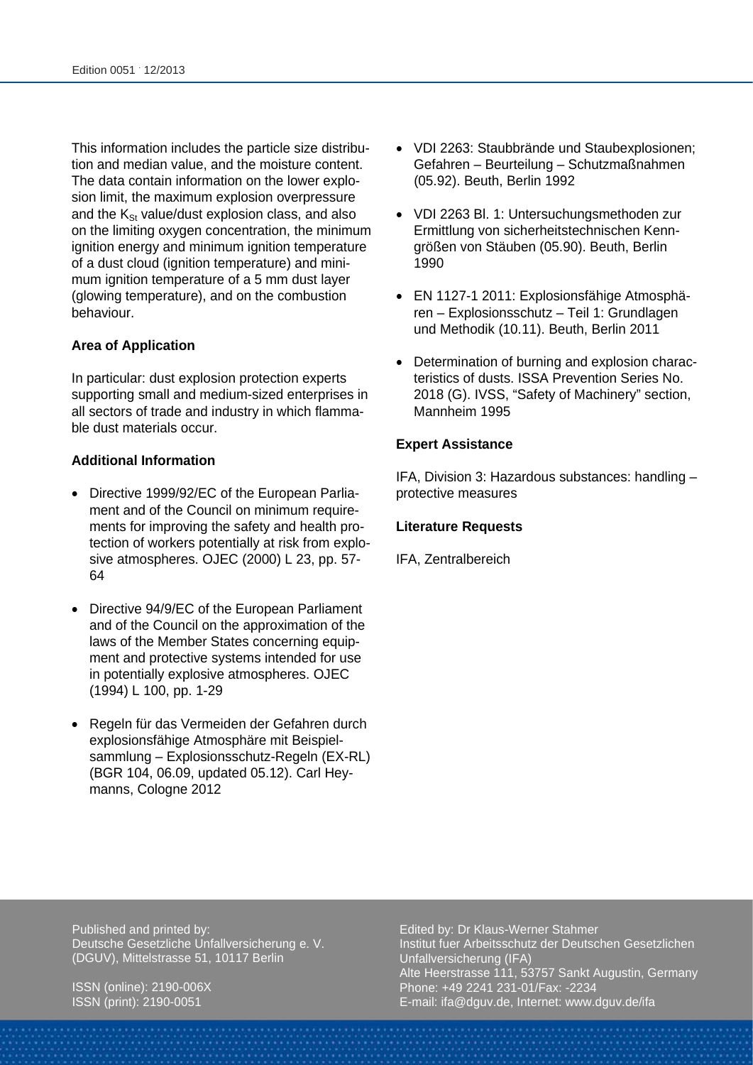This information includes the particle size distribution and median value, and the moisture content. The data contain information on the lower explosion limit, the maximum explosion overpressure and the $K_{St}$ value/dust explosion class, and also on the limiting oxygen concentration, the minimum ignition energy and minimum ignition temperature of a dust cloud (ignition temperature) and minimum ignition temperature of a 5 mm dust layer (glowing temperature), and on the combustion behaviour.

**Area of Application**

In particular: dust explosion protection experts supporting small and medium-sized enterprises in all sectors of trade and industry in which flammable dust materials occur.

**Additional Information**

- Directive 1999/92/EC of the European Parliament and of the Council on minimum requirements for improving the safety and health protection of workers potentially at risk from explosive atmospheres. OJEC (2000) L 23, pp. 57-64
- Directive 94/9/EC of the European Parliament and of the Council on the approximation of the laws of the Member States concerning equipment and protective systems intended for use in potentially explosive atmospheres. OJEC (1994) L 100, pp. 1-29
- Regeln für das Vermeiden der Gefahren durch explosionsfähige Atmosphäre mit Beispielsammlung – Explosionsschutz-Regeln (EX-RL) (BGR 104, 06.09, updated 05.12). Carl Heymanns, Cologne 2012
- VDI 2263: Staubbrände und Staubexplosionen; Gefahren – Beurteilung – Schutzmaßnahmen (05.92). Beuth, Berlin 1992
- VDI 2263 Bl. 1: Untersuchungsmethoden zur Ermittlung von sicherheitstechnischen Kenngrößen von Stäuben (05.90). Beuth, Berlin 1990
- EN 1127-1 2011: Explosionsfähige Atmosphären – Explosionsschutz – Teil 1: Grundlagen und Methodik (10.11). Beuth, Berlin 2011
- Determination of burning and explosion characteristics of dusts. ISSA Prevention Series No. 2018 (G). IVSS, "Safety of Machinery" section, Mannheim 1995

**Expert Assistance**

IFA, Division 3: Hazardous substances: handling – protective measures

**Literature Requests**

IFA, Zentralbereich

Published and printed by:
Deutsche Gesetzliche Unfallversicherung e. V. (DGUV), Mittelstrasse 51, 10117 Berlin

ISSN (online): 2190-006X
ISSN (print): 2190-0051

Edited by: Dr Klaus-Werner Stahmer
Institut fuer Arbeitsschutz der Deutschen Gesetzlichen Unfallversicherung (IFA)
Alte Heerstrasse 111, 53757 Sankt Augustin, Germany
Phone: +49 2241 231-01/Fax: -2234
E-mail: ifa@dguv.de, Internet: www.dguv.de/ifa